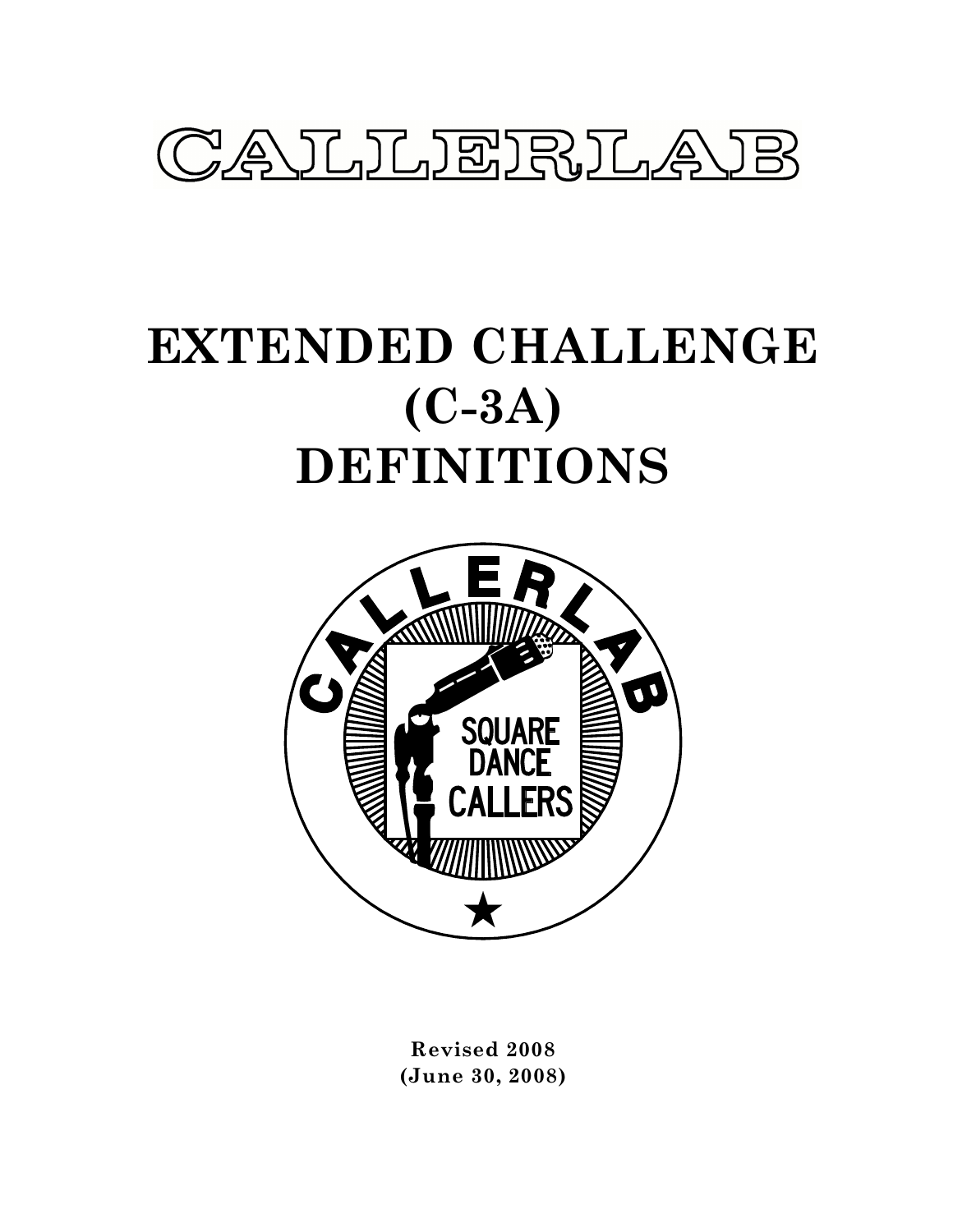# CALLERLAB

# EXTENDED CHALLENGE (C-3A) DEFINITIONS

**Revised 2008**
**(June 30, 2008)**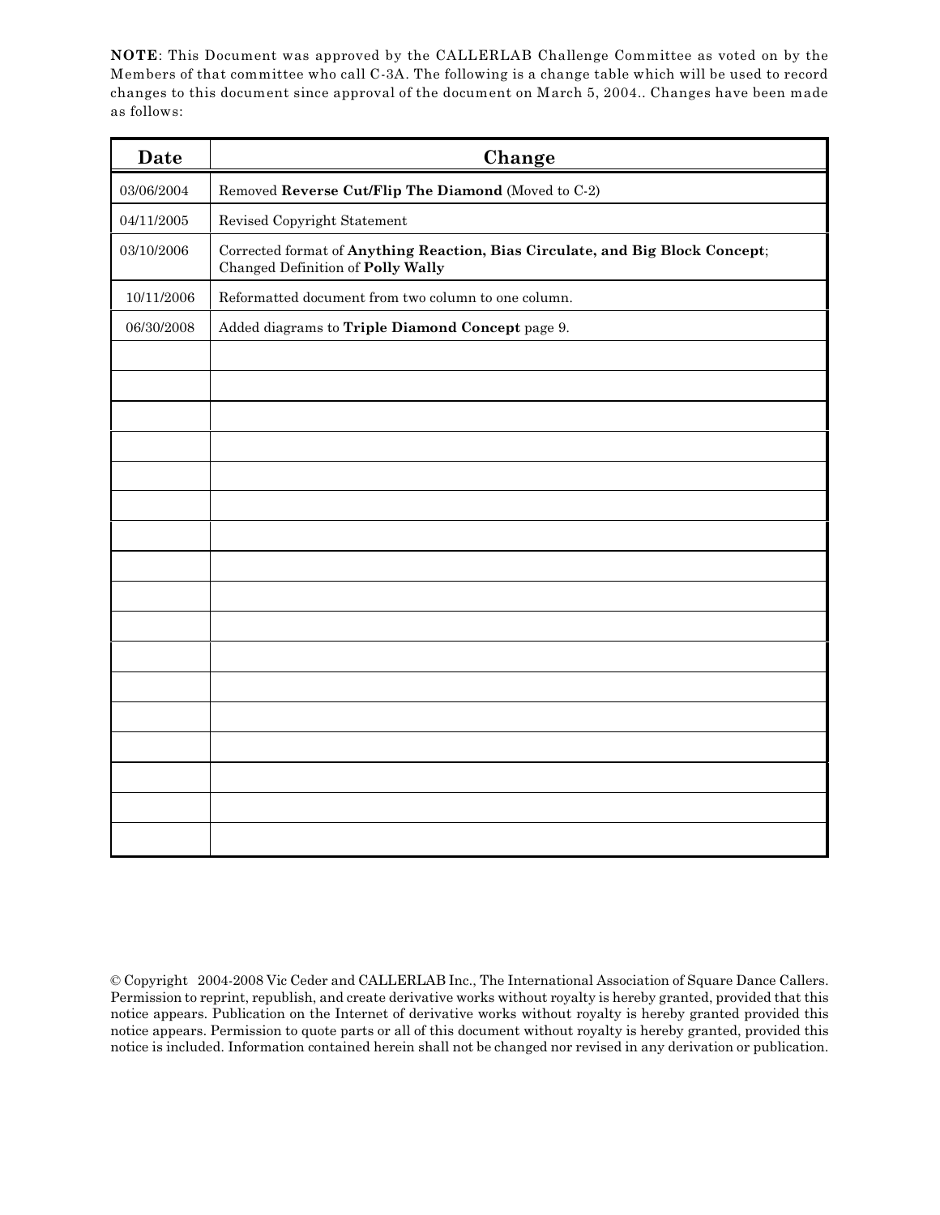**NOTE**: This Document was approved by the CALLERLAB Challenge Committee as voted on by the Members of that committee who call C-3A. The following is a change table which will be used to record changes to this document since approval of the document on March 5, 2004.. Changes have been made as follows:

| Date | Change |
|---|---|
| 03/06/2004 | Removed **Reverse Cut/Flip The Diamond** (Moved to C-2) |
| 04/11/2005 | Revised Copyright Statement |
| 03/10/2006 | Corrected format of **Anything Reaction, Bias Circulate, and Big Block Concept**; Changed Definition of **Polly Wally** |
| 10/11/2006 | Reformatted document from two column to one column. |
| 06/30/2008 | Added diagrams to **Triple Diamond Concept** page 9. |
| | |
| | |
| | |
| | |
| | |
| | |
| | |
| | |
| | |
| | |
| | |
| | |
| | |
| | |
| | |
| | |
| | |

© Copyright 2004-2008 Vic Ceder and CALLERLAB Inc., The International Association of Square Dance Callers. Permission to reprint, republish, and create derivative works without royalty is hereby granted, provided that this notice appears. Publication on the Internet of derivative works without royalty is hereby granted provided this notice appears. Permission to quote parts or all of this document without royalty is hereby granted, provided this notice is included. Information contained herein shall not be changed nor revised in any derivation or publication.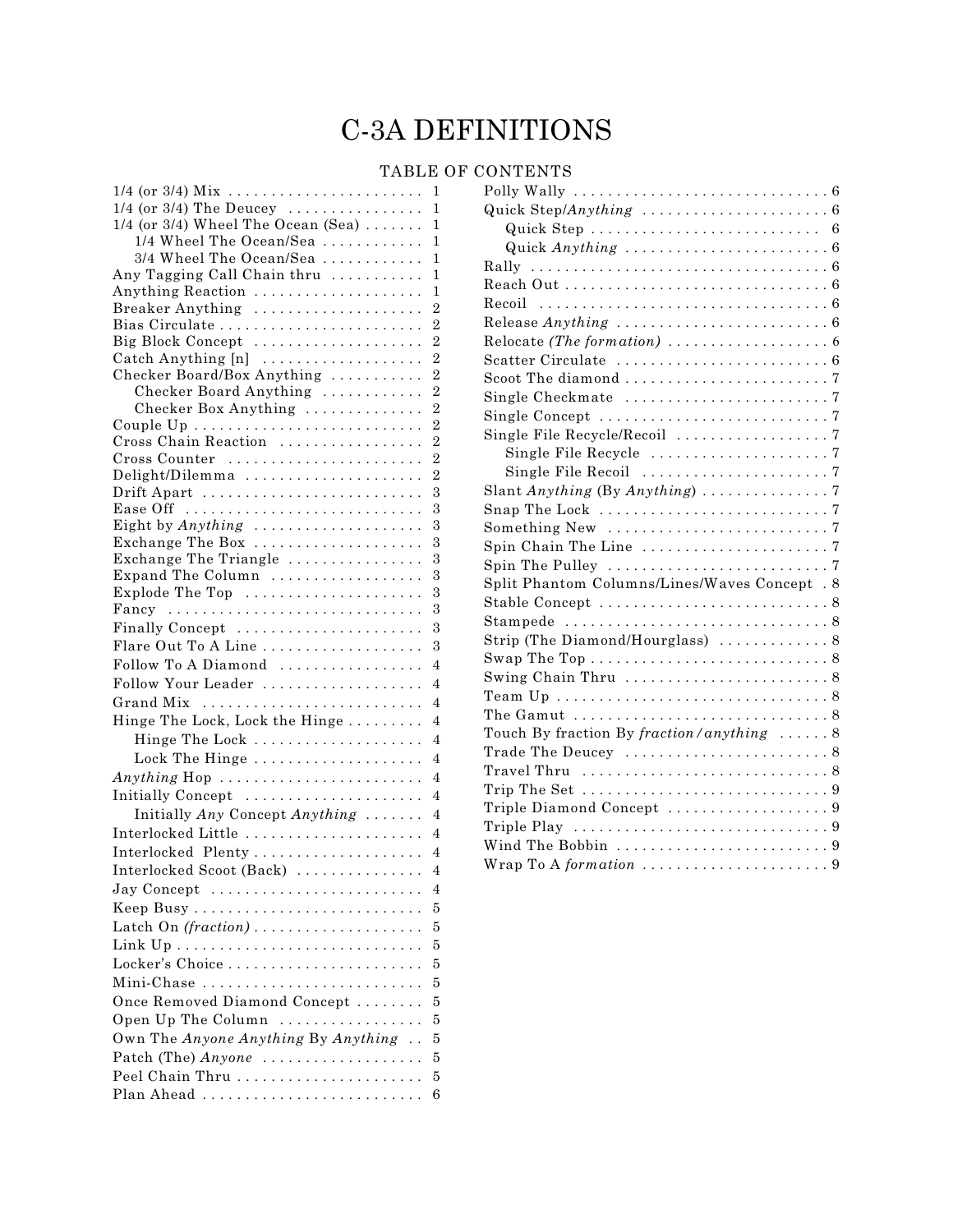# C-3A DEFINITIONS

## TABLE OF CONTENTS

- 1/4 (or 3/4) Mix . . . . . . . . . . . . . . . . . . . . . . 1
- 1/4 (or 3/4) The Deucey . . . . . . . . . . . . . . . 1
- 1/4 (or 3/4) Wheel The Ocean (Sea) . . . . . . . 1
  - 1/4 Wheel The Ocean/Sea . . . . . . . . . . . . 1
  - 3/4 Wheel The Ocean/Sea . . . . . . . . . . . . 1
- Any Tagging Call Chain thru . . . . . . . . . . . 1
- Anything Reaction . . . . . . . . . . . . . . . . . . . 1
- Breaker Anything . . . . . . . . . . . . . . . . . . . 2
- Bias Circulate . . . . . . . . . . . . . . . . . . . . . . . 2
- Big Block Concept . . . . . . . . . . . . . . . . . . . 2
- Catch Anything [n] . . . . . . . . . . . . . . . . . . 2
- Checker Board/Box Anything . . . . . . . . . . . 2
  - Checker Board Anything . . . . . . . . . . . . . 2
  - Checker Box Anything . . . . . . . . . . . . . . 2
- Couple Up . . . . . . . . . . . . . . . . . . . . . . . . . . 2
- Cross Chain Reaction . . . . . . . . . . . . . . . . . 2
- Cross Counter . . . . . . . . . . . . . . . . . . . . . . . 2
- Delight/Dilemma . . . . . . . . . . . . . . . . . . . . 2
- Drift Apart . . . . . . . . . . . . . . . . . . . . . . . . . 3
- Ease Off . . . . . . . . . . . . . . . . . . . . . . . . . . . 3
- Eight by *Anything* . . . . . . . . . . . . . . . . . . . 3
- Exchange The Box . . . . . . . . . . . . . . . . . . . 3
- Exchange The Triangle . . . . . . . . . . . . . . . . 3
- Expand The Column . . . . . . . . . . . . . . . . . . 3
- Explode The Top . . . . . . . . . . . . . . . . . . . . . 3
- Fancy . . . . . . . . . . . . . . . . . . . . . . . . . . . . . 3
- Finally Concept . . . . . . . . . . . . . . . . . . . . . . 3
- Flare Out To A Line . . . . . . . . . . . . . . . . . . . 3
- Follow To A Diamond . . . . . . . . . . . . . . . . . 4
- Follow Your Leader . . . . . . . . . . . . . . . . . . . 4
- Grand Mix . . . . . . . . . . . . . . . . . . . . . . . . . . 4
- Hinge The Lock, Lock the Hinge . . . . . . . . . 4
  - Hinge The Lock . . . . . . . . . . . . . . . . . . . . 4
  - Lock The Hinge . . . . . . . . . . . . . . . . . . . . 4
- *Anything* Hop . . . . . . . . . . . . . . . . . . . . . . . . 4
- Initially Concept . . . . . . . . . . . . . . . . . . . . . 4
  - Initially *Any* Concept *Anything* . . . . . . . 4
- Interlocked Little . . . . . . . . . . . . . . . . . . . . 4
- Interlocked Plenty . . . . . . . . . . . . . . . . . . . . 4
- Interlocked Scoot (Back) . . . . . . . . . . . . . . 4
- Jay Concept . . . . . . . . . . . . . . . . . . . . . . . . . 4
- Keep Busy . . . . . . . . . . . . . . . . . . . . . . . . . . 5
- Latch On *(fraction)* . . . . . . . . . . . . . . . . . . . 5
- Link Up . . . . . . . . . . . . . . . . . . . . . . . . . . . . 5
- Locker's Choice . . . . . . . . . . . . . . . . . . . . . . 5
- Mini-Chase . . . . . . . . . . . . . . . . . . . . . . . . . 5
- Once Removed Diamond Concept . . . . . . . . 5
- Open Up The Column . . . . . . . . . . . . . . . . . 5
- Own The *Anyone Anything* By *Anything* . . 5
- Patch (The) *Anyone* . . . . . . . . . . . . . . . . . . 5
- Peel Chain Thru . . . . . . . . . . . . . . . . . . . . . . 5
- Plan Ahead . . . . . . . . . . . . . . . . . . . . . . . . . 6
- Polly Wally . . . . . . . . . . . . . . . . . . . . . . . . . . 6
- Quick Step/*Anything* . . . . . . . . . . . . . . . . . . 6
  - Quick Step . . . . . . . . . . . . . . . . . . . . . . . . 6
  - Quick *Anything* . . . . . . . . . . . . . . . . . . . . 6
- Rally . . . . . . . . . . . . . . . . . . . . . . . . . . . . . . . 6
- Reach Out . . . . . . . . . . . . . . . . . . . . . . . . . . . 6
- Recoil . . . . . . . . . . . . . . . . . . . . . . . . . . . . . . 6
- Release *Anything* . . . . . . . . . . . . . . . . . . . . . 6
- Relocate *(The formation)* . . . . . . . . . . . . . . . 6
- Scatter Circulate . . . . . . . . . . . . . . . . . . . . . 6
- Scoot The diamond . . . . . . . . . . . . . . . . . . . . 7
- Single Checkmate . . . . . . . . . . . . . . . . . . . . 7
- Single Concept . . . . . . . . . . . . . . . . . . . . . . . 7
- Single File Recycle/Recoil . . . . . . . . . . . . . . 7
  - Single File Recycle . . . . . . . . . . . . . . . . . 7
  - Single File Recoil . . . . . . . . . . . . . . . . . . 7
- Slant *Anything* (By *Anything*) . . . . . . . . . . . 7
- Snap The Lock . . . . . . . . . . . . . . . . . . . . . . . 7
- Something New . . . . . . . . . . . . . . . . . . . . . . 7
- Spin Chain The Line . . . . . . . . . . . . . . . . . . 7
- Spin The Pulley . . . . . . . . . . . . . . . . . . . . . . 7
- Split Phantom Columns/Lines/Waves Concept . 8
- Stable Concept . . . . . . . . . . . . . . . . . . . . . . . 8
- Stampede . . . . . . . . . . . . . . . . . . . . . . . . . . . 8
- Strip (The Diamond/Hourglass) . . . . . . . . . . 8
- Swap The Top . . . . . . . . . . . . . . . . . . . . . . . . 8
- Swing Chain Thru . . . . . . . . . . . . . . . . . . . . 8
- Team Up . . . . . . . . . . . . . . . . . . . . . . . . . . . . 8
- The Gamut . . . . . . . . . . . . . . . . . . . . . . . . . . 8
- Touch By fraction By *fraction/anything* . . . . . . 8
- Trade The Deucey . . . . . . . . . . . . . . . . . . . . 8
- Travel Thru . . . . . . . . . . . . . . . . . . . . . . . . . 8
- Trip The Set . . . . . . . . . . . . . . . . . . . . . . . . . 9
- Triple Diamond Concept . . . . . . . . . . . . . . . 9
- Triple Play . . . . . . . . . . . . . . . . . . . . . . . . . . 9
- Wind The Bobbin . . . . . . . . . . . . . . . . . . . . . 9
- Wrap To A *formation* . . . . . . . . . . . . . . . . . . 9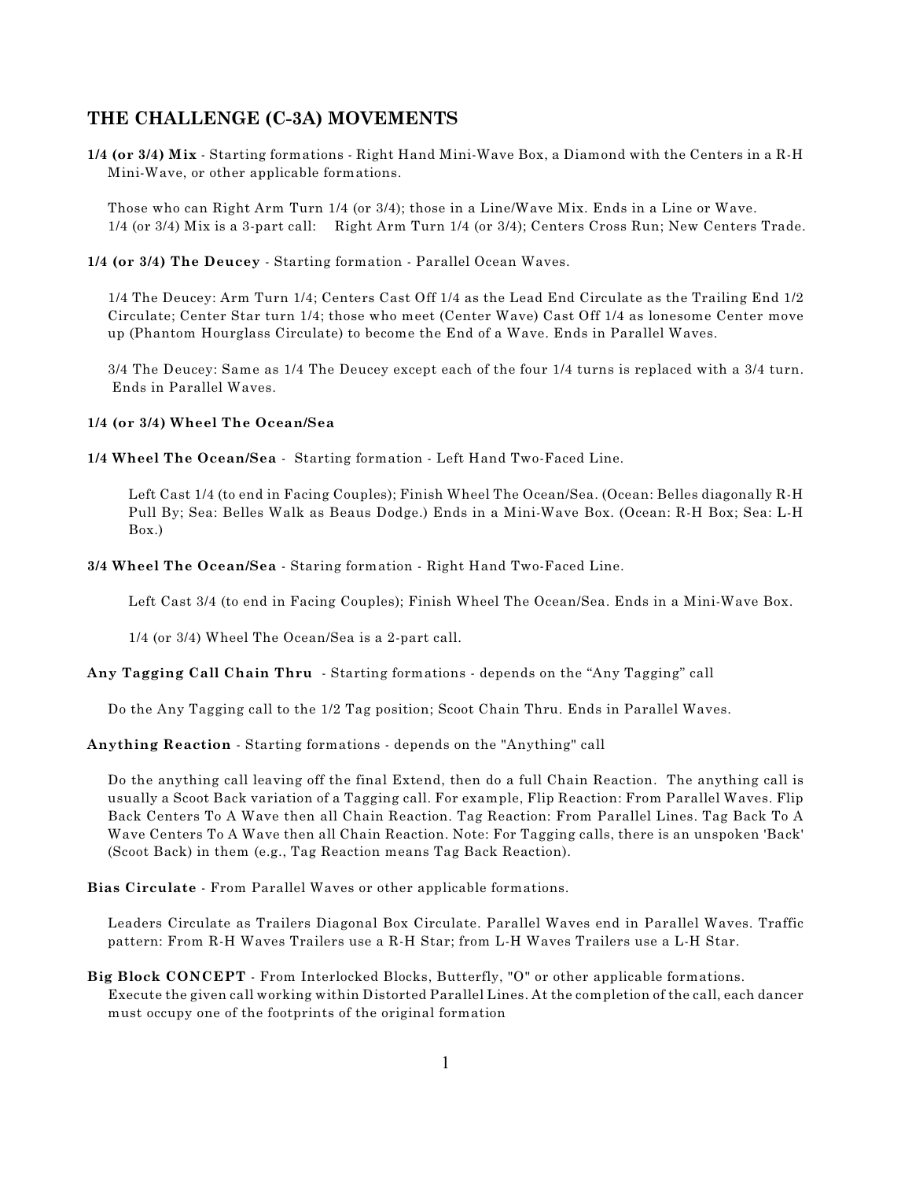## THE CHALLENGE (C-3A) MOVEMENTS

**1/4 (or 3/4) Mix** - Starting formations - Right Hand Mini-Wave Box, a Diamond with the Centers in a R-H Mini-Wave, or other applicable formations.

Those who can Right Arm Turn 1/4 (or 3/4); those in a Line/Wave Mix. Ends in a Line or Wave.
1/4 (or 3/4) Mix is a 3-part call: Right Arm Turn 1/4 (or 3/4); Centers Cross Run; New Centers Trade.

**1/4 (or 3/4) The Deucey** - Starting formation - Parallel Ocean Waves.

1/4 The Deucey: Arm Turn 1/4; Centers Cast Off 1/4 as the Lead End Circulate as the Trailing End 1/2 Circulate; Center Star turn 1/4; those who meet (Center Wave) Cast Off 1/4 as lonesome Center move up (Phantom Hourglass Circulate) to become the End of a Wave. Ends in Parallel Waves.

3/4 The Deucey: Same as 1/4 The Deucey except each of the four 1/4 turns is replaced with a 3/4 turn. Ends in Parallel Waves.

**1/4 (or 3/4) Wheel The Ocean/Sea**

**1/4 Wheel The Ocean/Sea** - Starting formation - Left Hand Two-Faced Line.

Left Cast 1/4 (to end in Facing Couples); Finish Wheel The Ocean/Sea. (Ocean: Belles diagonally R-H Pull By; Sea: Belles Walk as Beaus Dodge.) Ends in a Mini-Wave Box. (Ocean: R-H Box; Sea: L-H Box.)

**3/4 Wheel The Ocean/Sea** - Staring formation - Right Hand Two-Faced Line.

Left Cast 3/4 (to end in Facing Couples); Finish Wheel The Ocean/Sea. Ends in a Mini-Wave Box.

1/4 (or 3/4) Wheel The Ocean/Sea is a 2-part call.

**Any Tagging Call Chain Thru** - Starting formations - depends on the "Any Tagging" call

Do the Any Tagging call to the 1/2 Tag position; Scoot Chain Thru. Ends in Parallel Waves.

**Anything Reaction** - Starting formations - depends on the "Anything" call

Do the anything call leaving off the final Extend, then do a full Chain Reaction. The anything call is usually a Scoot Back variation of a Tagging call. For example, Flip Reaction: From Parallel Waves. Flip Back Centers To A Wave then all Chain Reaction. Tag Reaction: From Parallel Lines. Tag Back To A Wave Centers To A Wave then all Chain Reaction. Note: For Tagging calls, there is an unspoken 'Back' (Scoot Back) in them (e.g., Tag Reaction means Tag Back Reaction).

**Bias Circulate** - From Parallel Waves or other applicable formations.

Leaders Circulate as Trailers Diagonal Box Circulate. Parallel Waves end in Parallel Waves. Traffic pattern: From R-H Waves Trailers use a R-H Star; from L-H Waves Trailers use a L-H Star.

**Big Block CONCEPT** - From Interlocked Blocks, Butterfly, "O" or other applicable formations.
Execute the given call working within Distorted Parallel Lines. At the completion of the call, each dancer must occupy one of the footprints of the original formation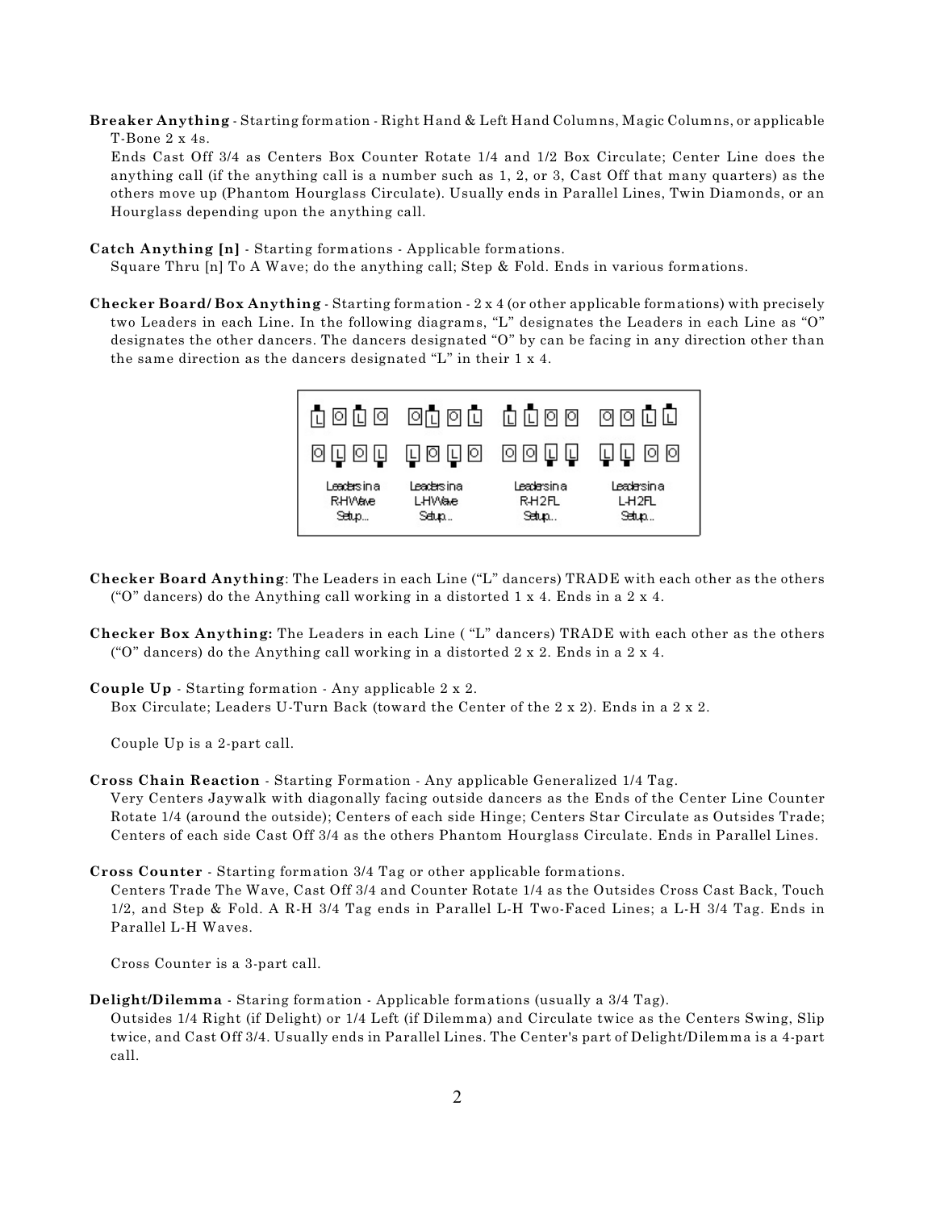**Breaker Anything** - Starting formation - Right Hand & Left Hand Columns, Magic Columns, or applicable T-Bone 2 x 4s.
Ends Cast Off 3/4 as Centers Box Counter Rotate 1/4 and 1/2 Box Circulate; Center Line does the anything call (if the anything call is a number such as 1, 2, or 3, Cast Off that many quarters) as the others move up (Phantom Hourglass Circulate). Usually ends in Parallel Lines, Twin Diamonds, or an Hourglass depending upon the anything call.

**Catch Anything [n]** - Starting formations - Applicable formations.
Square Thru [n] To A Wave; do the anything call; Step & Fold. Ends in various formations.

**Checker Board/ Box Anything** - Starting formation - 2 x 4 (or other applicable formations) with precisely two Leaders in each Line. In the following diagrams, "L" designates the Leaders in each Line as "O" designates the other dancers. The dancers designated "O" by can be facing in any direction other than the same direction as the dancers designated "L" in their 1 x 4.

| Leaders in a R-H Wave Setup... | Leaders in a L-H Wave Setup... | Leaders in a R-H 2FL Setup... | Leaders in a L-H 2FL Setup... |
|---|---|---|---|
| L O L O | O L O L | L L O O | O O L L |
| O L O L | L O L O | O O L L | L L O O |

**Checker Board Anything**: The Leaders in each Line ("L" dancers) TRADE with each other as the others ("O" dancers) do the Anything call working in a distorted 1 x 4. Ends in a 2 x 4.

**Checker Box Anything:** The Leaders in each Line ( "L" dancers) TRADE with each other as the others ("O" dancers) do the Anything call working in a distorted 2 x 2. Ends in a 2 x 4.

**Couple Up** - Starting formation - Any applicable 2 x 2.
Box Circulate; Leaders U-Turn Back (toward the Center of the 2 x 2). Ends in a 2 x 2.

Couple Up is a 2-part call.

**Cross Chain Reaction** - Starting Formation - Any applicable Generalized 1/4 Tag.
Very Centers Jaywalk with diagonally facing outside dancers as the Ends of the Center Line Counter Rotate 1/4 (around the outside); Centers of each side Hinge; Centers Star Circulate as Outsides Trade; Centers of each side Cast Off 3/4 as the others Phantom Hourglass Circulate. Ends in Parallel Lines.

**Cross Counter** - Starting formation 3/4 Tag or other applicable formations.
Centers Trade The Wave, Cast Off 3/4 and Counter Rotate 1/4 as the Outsides Cross Cast Back, Touch 1/2, and Step & Fold. A R-H 3/4 Tag ends in Parallel L-H Two-Faced Lines; a L-H 3/4 Tag. Ends in Parallel L-H Waves.

Cross Counter is a 3-part call.

**Delight/Dilemma** - Staring formation - Applicable formations (usually a 3/4 Tag).
Outsides 1/4 Right (if Delight) or 1/4 Left (if Dilemma) and Circulate twice as the Centers Swing, Slip twice, and Cast Off 3/4. Usually ends in Parallel Lines. The Center's part of Delight/Dilemma is a 4-part call.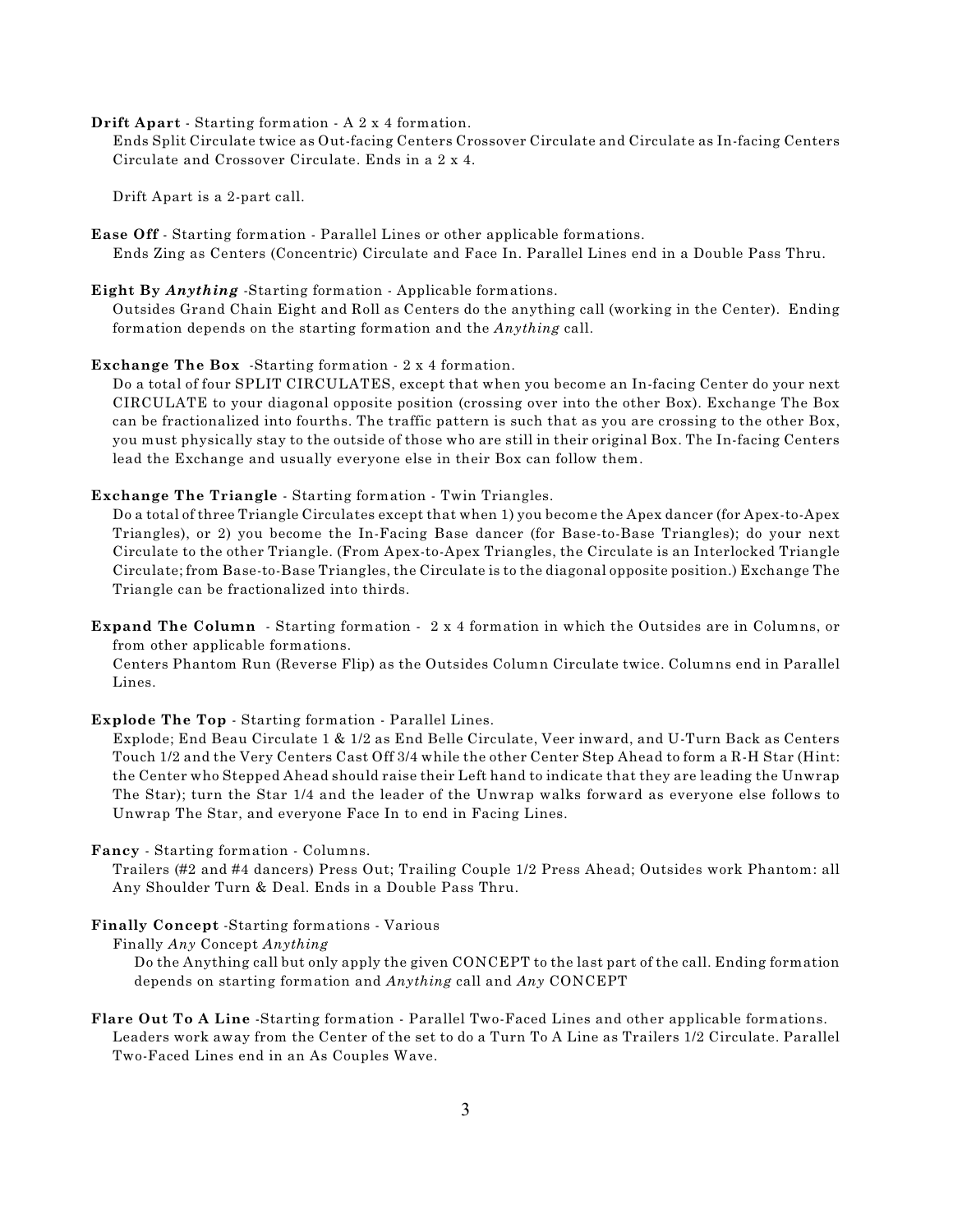**Drift Apart** - Starting formation - A 2 x 4 formation.
Ends Split Circulate twice as Out-facing Centers Crossover Circulate and Circulate as In-facing Centers Circulate and Crossover Circulate. Ends in a 2 x 4.

Drift Apart is a 2-part call.

**Ease Off** - Starting formation - Parallel Lines or other applicable formations.
Ends Zing as Centers (Concentric) Circulate and Face In. Parallel Lines end in a Double Pass Thru.

**Eight By *Anything*** -Starting formation - Applicable formations.
Outsides Grand Chain Eight and Roll as Centers do the anything call (working in the Center). Ending formation depends on the starting formation and the *Anything* call.

**Exchange The Box** -Starting formation - 2 x 4 formation.
Do a total of four SPLIT CIRCULATES, except that when you become an In-facing Center do your next CIRCULATE to your diagonal opposite position (crossing over into the other Box). Exchange The Box can be fractionalized into fourths. The traffic pattern is such that as you are crossing to the other Box, you must physically stay to the outside of those who are still in their original Box. The In-facing Centers lead the Exchange and usually everyone else in their Box can follow them.

**Exchange The Triangle** - Starting formation - Twin Triangles.
Do a total of three Triangle Circulates except that when 1) you become the Apex dancer (for Apex-to-Apex Triangles), or 2) you become the In-Facing Base dancer (for Base-to-Base Triangles); do your next Circulate to the other Triangle. (From Apex-to-Apex Triangles, the Circulate is an Interlocked Triangle Circulate; from Base-to-Base Triangles, the Circulate is to the diagonal opposite position.) Exchange The Triangle can be fractionalized into thirds.

**Expand The Column** - Starting formation - 2 x 4 formation in which the Outsides are in Columns, or from other applicable formations.
Centers Phantom Run (Reverse Flip) as the Outsides Column Circulate twice. Columns end in Parallel Lines.

**Explode The Top** - Starting formation - Parallel Lines.
Explode; End Beau Circulate 1 & 1/2 as End Belle Circulate, Veer inward, and U-Turn Back as Centers Touch 1/2 and the Very Centers Cast Off 3/4 while the other Center Step Ahead to form a R-H Star (Hint: the Center who Stepped Ahead should raise their Left hand to indicate that they are leading the Unwrap The Star); turn the Star 1/4 and the leader of the Unwrap walks forward as everyone else follows to Unwrap The Star, and everyone Face In to end in Facing Lines.

**Fancy** - Starting formation - Columns.
Trailers (#2 and #4 dancers) Press Out; Trailing Couple 1/2 Press Ahead; Outsides work Phantom: all Any Shoulder Turn & Deal. Ends in a Double Pass Thru.

**Finally Concept** -Starting formations - Various
Finally *Any* Concept *Anything*
Do the Anything call but only apply the given CONCEPT to the last part of the call. Ending formation depends on starting formation and *Anything* call and *Any* CONCEPT

**Flare Out To A Line** -Starting formation - Parallel Two-Faced Lines and other applicable formations.
Leaders work away from the Center of the set to do a Turn To A Line as Trailers 1/2 Circulate. Parallel Two-Faced Lines end in an As Couples Wave.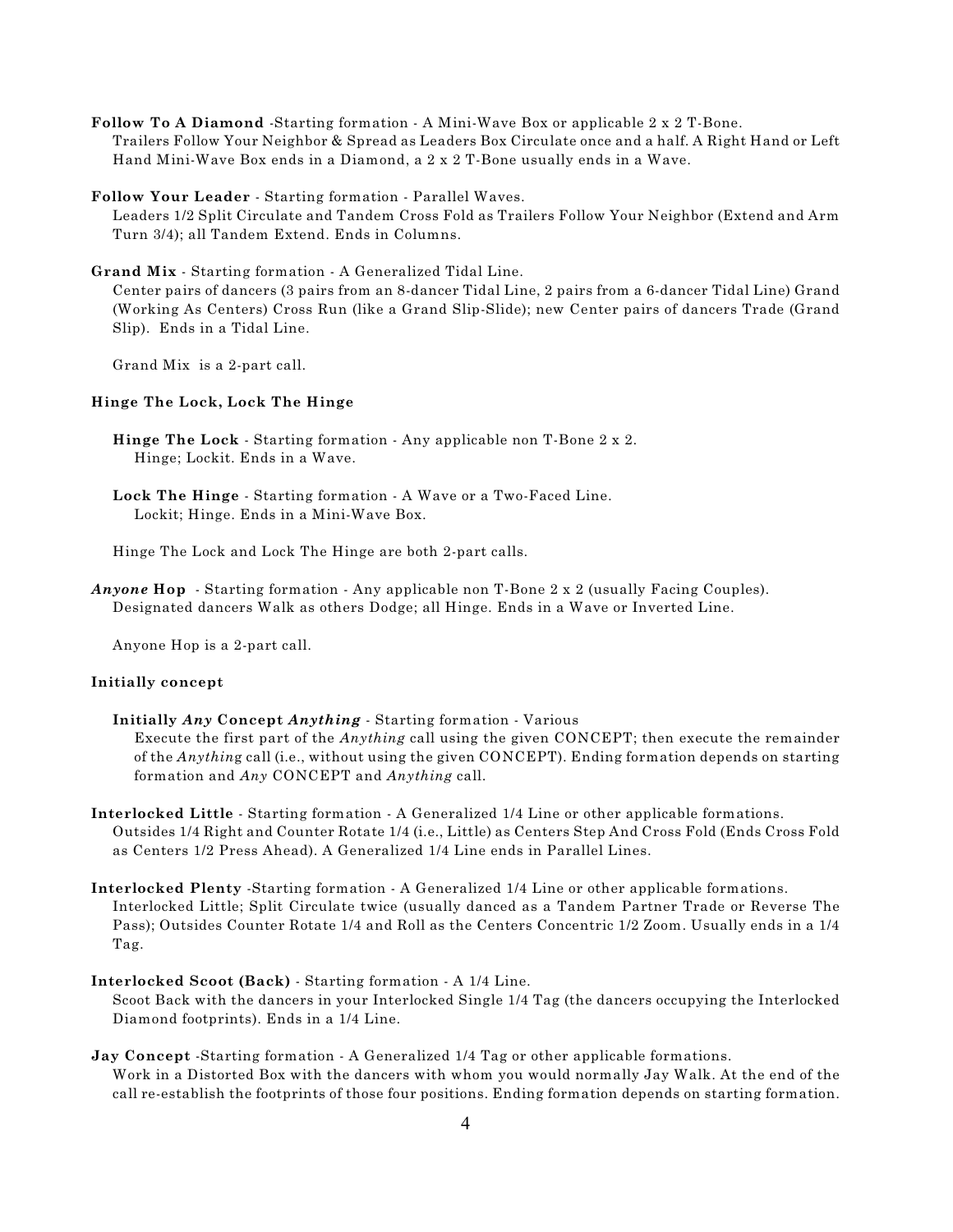**Follow To A Diamond** -Starting formation - A Mini-Wave Box or applicable 2 x 2 T-Bone.
Trailers Follow Your Neighbor & Spread as Leaders Box Circulate once and a half. A Right Hand or Left Hand Mini-Wave Box ends in a Diamond, a 2 x 2 T-Bone usually ends in a Wave.

**Follow Your Leader** - Starting formation - Parallel Waves.
Leaders 1/2 Split Circulate and Tandem Cross Fold as Trailers Follow Your Neighbor (Extend and Arm Turn 3/4); all Tandem Extend. Ends in Columns.

**Grand Mix** - Starting formation - A Generalized Tidal Line.
Center pairs of dancers (3 pairs from an 8-dancer Tidal Line, 2 pairs from a 6-dancer Tidal Line) Grand (Working As Centers) Cross Run (like a Grand Slip-Slide); new Center pairs of dancers Trade (Grand Slip). Ends in a Tidal Line.

Grand Mix is a 2-part call.

**Hinge The Lock, Lock The Hinge**

**Hinge The Lock** - Starting formation - Any applicable non T-Bone 2 x 2.
Hinge; Lockit. Ends in a Wave.

**Lock The Hinge** - Starting formation - A Wave or a Two-Faced Line.
Lockit; Hinge. Ends in a Mini-Wave Box.

Hinge The Lock and Lock The Hinge are both 2-part calls.

***Anyone* Hop** - Starting formation - Any applicable non T-Bone 2 x 2 (usually Facing Couples).
Designated dancers Walk as others Dodge; all Hinge. Ends in a Wave or Inverted Line.

Anyone Hop is a 2-part call.

**Initially concept**

**Initially *Any* Concept *Anything*** - Starting formation - Various
Execute the first part of the *Anything* call using the given CONCEPT; then execute the remainder of the *Anything* call (i.e., without using the given CONCEPT). Ending formation depends on starting formation and *Any* CONCEPT and *Anything* call.

**Interlocked Little** - Starting formation - A Generalized 1/4 Line or other applicable formations.
Outsides 1/4 Right and Counter Rotate 1/4 (i.e., Little) as Centers Step And Cross Fold (Ends Cross Fold as Centers 1/2 Press Ahead). A Generalized 1/4 Line ends in Parallel Lines.

**Interlocked Plenty** -Starting formation - A Generalized 1/4 Line or other applicable formations.
Interlocked Little; Split Circulate twice (usually danced as a Tandem Partner Trade or Reverse The Pass); Outsides Counter Rotate 1/4 and Roll as the Centers Concentric 1/2 Zoom. Usually ends in a 1/4 Tag.

**Interlocked Scoot (Back)** - Starting formation - A 1/4 Line.
Scoot Back with the dancers in your Interlocked Single 1/4 Tag (the dancers occupying the Interlocked Diamond footprints). Ends in a 1/4 Line.

**Jay Concept** -Starting formation - A Generalized 1/4 Tag or other applicable formations.
Work in a Distorted Box with the dancers with whom you would normally Jay Walk. At the end of the call re-establish the footprints of those four positions. Ending formation depends on starting formation.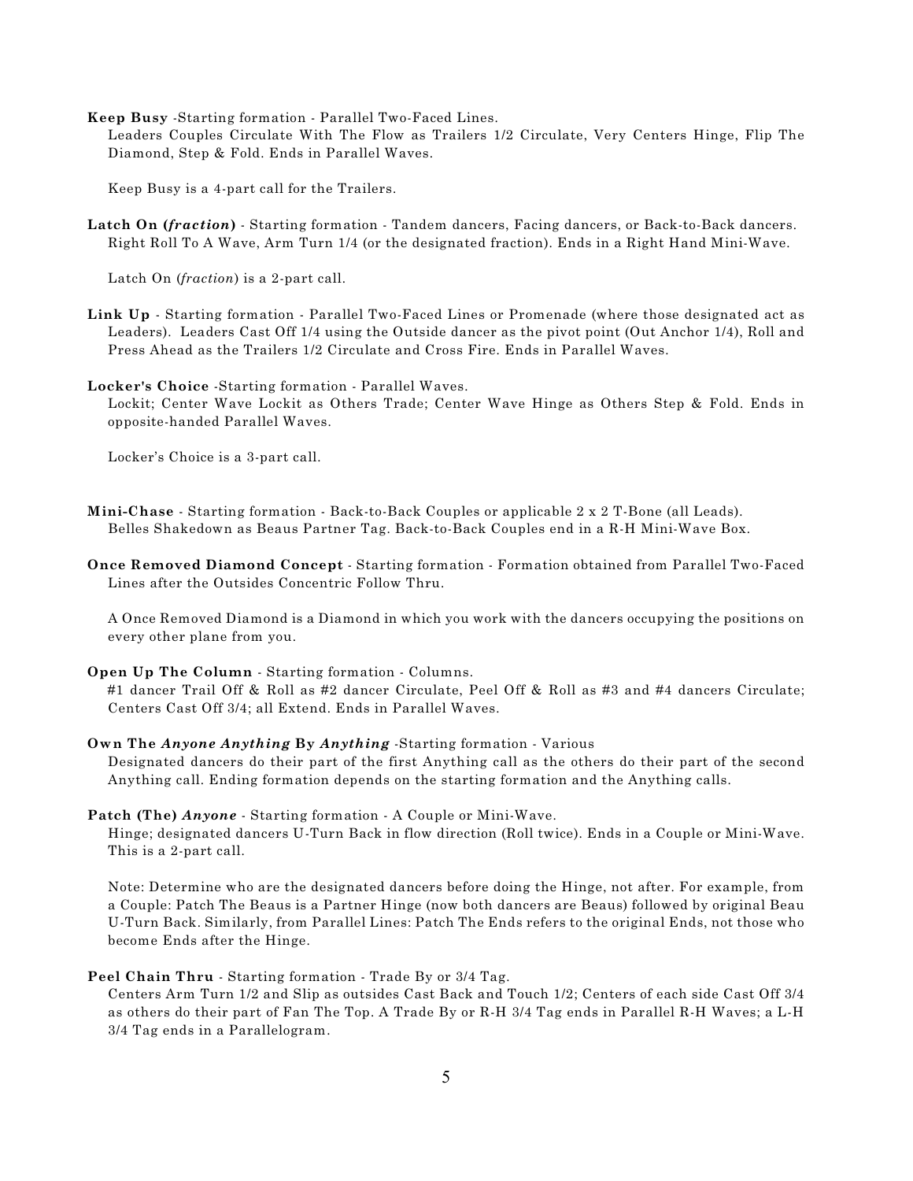**Keep Busy** -Starting formation - Parallel Two-Faced Lines.
Leaders Couples Circulate With The Flow as Trailers 1/2 Circulate, Very Centers Hinge, Flip The Diamond, Step & Fold. Ends in Parallel Waves.

Keep Busy is a 4-part call for the Trailers.

**Latch On (*fraction*)** - Starting formation - Tandem dancers, Facing dancers, or Back-to-Back dancers. Right Roll To A Wave, Arm Turn 1/4 (or the designated fraction). Ends in a Right Hand Mini-Wave.

Latch On (*fraction*) is a 2-part call.

**Link Up** - Starting formation - Parallel Two-Faced Lines or Promenade (where those designated act as Leaders). Leaders Cast Off 1/4 using the Outside dancer as the pivot point (Out Anchor 1/4), Roll and Press Ahead as the Trailers 1/2 Circulate and Cross Fire. Ends in Parallel Waves.

**Locker's Choice** -Starting formation - Parallel Waves.
Lockit; Center Wave Lockit as Others Trade; Center Wave Hinge as Others Step & Fold. Ends in opposite-handed Parallel Waves.

Locker's Choice is a 3-part call.

**Mini-Chase** - Starting formation - Back-to-Back Couples or applicable 2 x 2 T-Bone (all Leads).
Belles Shakedown as Beaus Partner Tag. Back-to-Back Couples end in a R-H Mini-Wave Box.

**Once Removed Diamond Concept** - Starting formation - Formation obtained from Parallel Two-Faced Lines after the Outsides Concentric Follow Thru.

A Once Removed Diamond is a Diamond in which you work with the dancers occupying the positions on every other plane from you.

**Open Up The Column** - Starting formation - Columns.
#1 dancer Trail Off & Roll as #2 dancer Circulate, Peel Off & Roll as #3 and #4 dancers Circulate; Centers Cast Off 3/4; all Extend. Ends in Parallel Waves.

**Own The *Anyone Anything* By *Anything*** -Starting formation - Various
Designated dancers do their part of the first Anything call as the others do their part of the second Anything call. Ending formation depends on the starting formation and the Anything calls.

**Patch (The) *Anyone*** - Starting formation - A Couple or Mini-Wave.
Hinge; designated dancers U-Turn Back in flow direction (Roll twice). Ends in a Couple or Mini-Wave. This is a 2-part call.

Note: Determine who are the designated dancers before doing the Hinge, not after. For example, from a Couple: Patch The Beaus is a Partner Hinge (now both dancers are Beaus) followed by original Beau U-Turn Back. Similarly, from Parallel Lines: Patch The Ends refers to the original Ends, not those who become Ends after the Hinge.

**Peel Chain Thru** - Starting formation - Trade By or 3/4 Tag.
Centers Arm Turn 1/2 and Slip as outsides Cast Back and Touch 1/2; Centers of each side Cast Off 3/4 as others do their part of Fan The Top. A Trade By or R-H 3/4 Tag ends in Parallel R-H Waves; a L-H 3/4 Tag ends in a Parallelogram.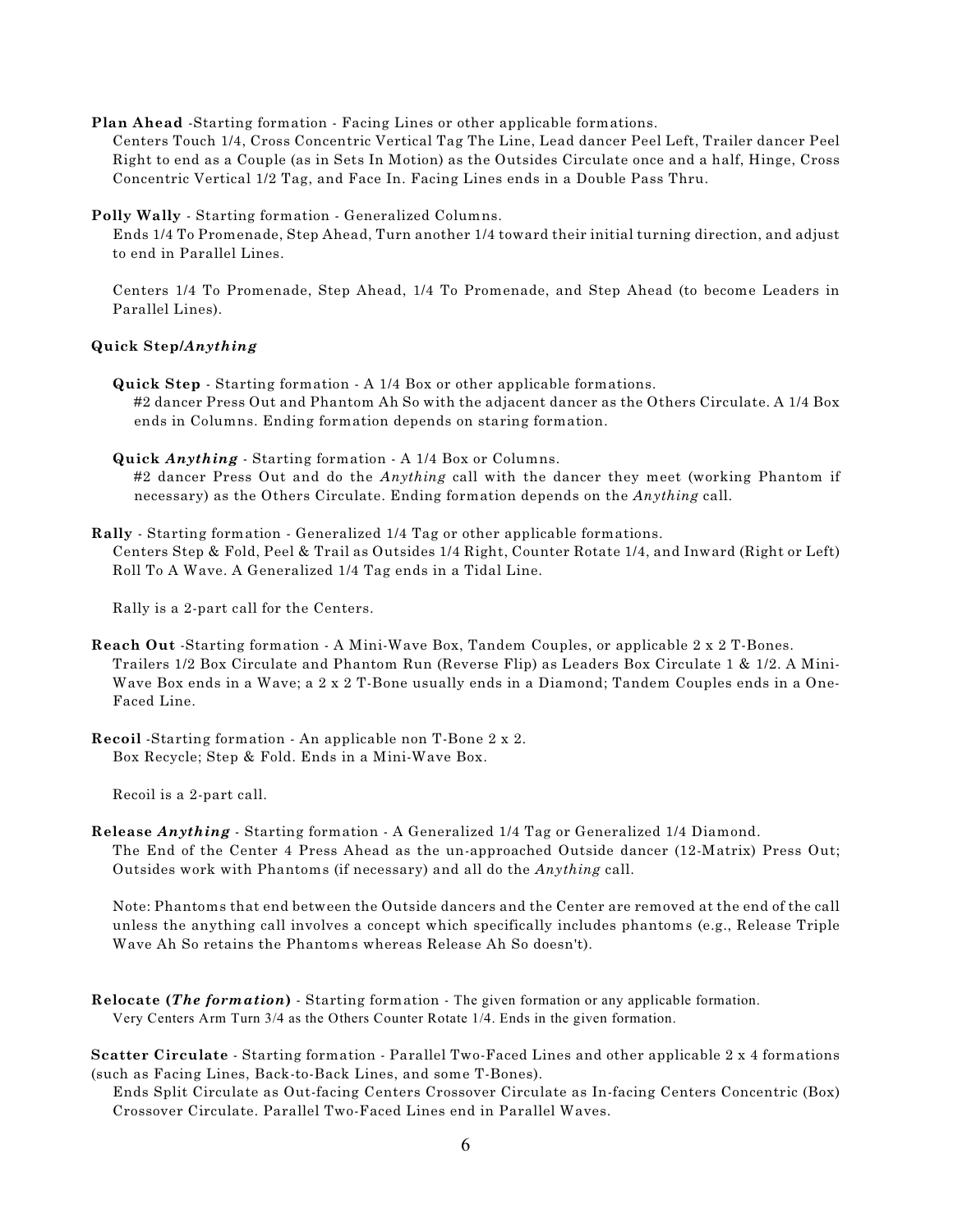**Plan Ahead** -Starting formation - Facing Lines or other applicable formations.
Centers Touch 1/4, Cross Concentric Vertical Tag The Line, Lead dancer Peel Left, Trailer dancer Peel Right to end as a Couple (as in Sets In Motion) as the Outsides Circulate once and a half, Hinge, Cross Concentric Vertical 1/2 Tag, and Face In. Facing Lines ends in a Double Pass Thru.

**Polly Wally** - Starting formation - Generalized Columns.
Ends 1/4 To Promenade, Step Ahead, Turn another 1/4 toward their initial turning direction, and adjust to end in Parallel Lines.

Centers 1/4 To Promenade, Step Ahead, 1/4 To Promenade, and Step Ahead (to become Leaders in Parallel Lines).

**Quick Step/*Anything***

**Quick Step** - Starting formation - A 1/4 Box or other applicable formations.
#2 dancer Press Out and Phantom Ah So with the adjacent dancer as the Others Circulate. A 1/4 Box ends in Columns. Ending formation depends on staring formation.

**Quick *Anything*** - Starting formation - A 1/4 Box or Columns.
#2 dancer Press Out and do the *Anything* call with the dancer they meet (working Phantom if necessary) as the Others Circulate. Ending formation depends on the *Anything* call.

**Rally** - Starting formation - Generalized 1/4 Tag or other applicable formations.
Centers Step & Fold, Peel & Trail as Outsides 1/4 Right, Counter Rotate 1/4, and Inward (Right or Left) Roll To A Wave. A Generalized 1/4 Tag ends in a Tidal Line.

Rally is a 2-part call for the Centers.

**Reach Out** -Starting formation - A Mini-Wave Box, Tandem Couples, or applicable 2 x 2 T-Bones.
Trailers 1/2 Box Circulate and Phantom Run (Reverse Flip) as Leaders Box Circulate 1 & 1/2. A Mini-Wave Box ends in a Wave; a 2 x 2 T-Bone usually ends in a Diamond; Tandem Couples ends in a One-Faced Line.

**Recoil** -Starting formation - An applicable non T-Bone 2 x 2.
Box Recycle; Step & Fold. Ends in a Mini-Wave Box.

Recoil is a 2-part call.

**Release *Anything*** - Starting formation - A Generalized 1/4 Tag or Generalized 1/4 Diamond.
The End of the Center 4 Press Ahead as the un-approached Outside dancer (12-Matrix) Press Out; Outsides work with Phantoms (if necessary) and all do the *Anything* call.

Note: Phantoms that end between the Outside dancers and the Center are removed at the end of the call unless the anything call involves a concept which specifically includes phantoms (e.g., Release Triple Wave Ah So retains the Phantoms whereas Release Ah So doesn't).

**Relocate (*The formation*)** - Starting formation - The given formation or any applicable formation.
Very Centers Arm Turn 3/4 as the Others Counter Rotate 1/4. Ends in the given formation.

**Scatter Circulate** - Starting formation - Parallel Two-Faced Lines and other applicable 2 x 4 formations (such as Facing Lines, Back-to-Back Lines, and some T-Bones).
Ends Split Circulate as Out-facing Centers Crossover Circulate as In-facing Centers Concentric (Box) Crossover Circulate. Parallel Two-Faced Lines end in Parallel Waves.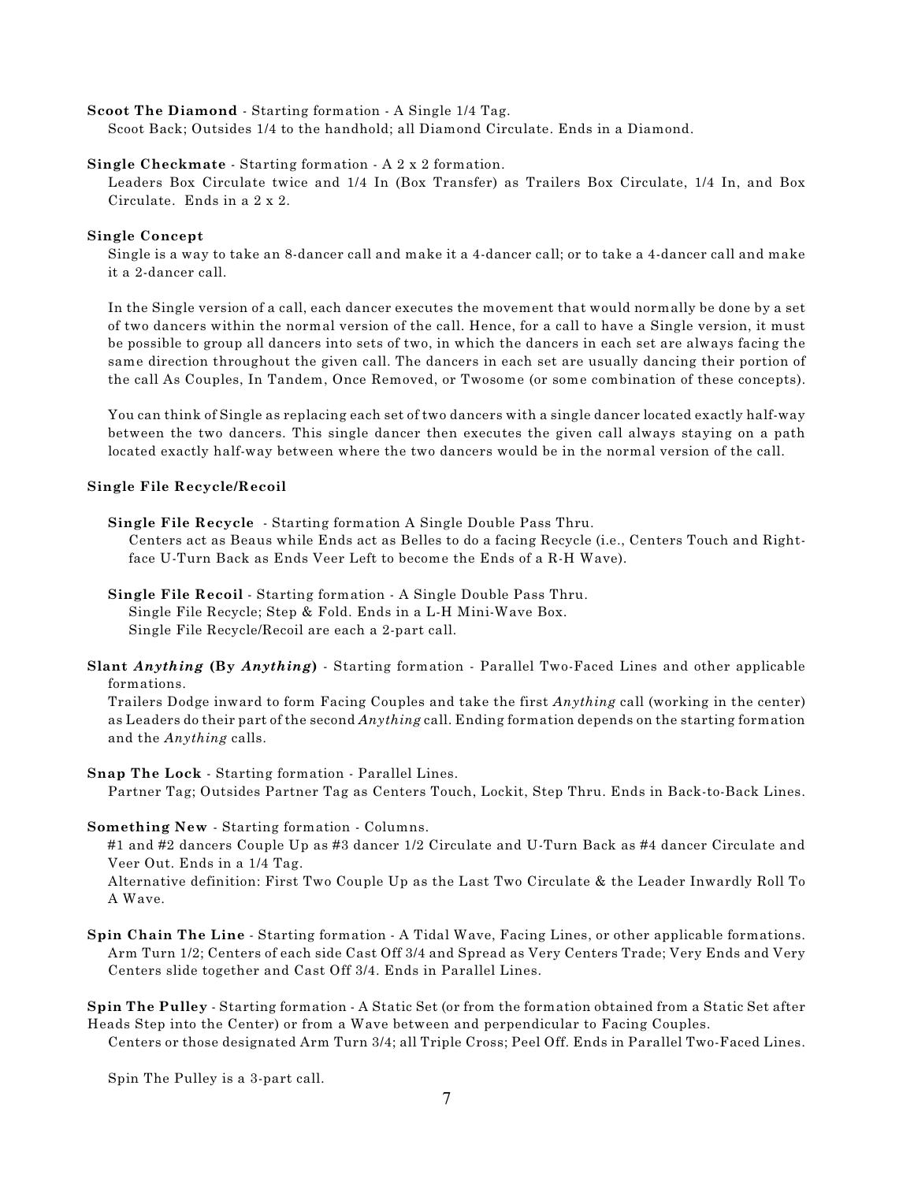**Scoot The Diamond** - Starting formation - A Single 1/4 Tag.
Scoot Back; Outsides 1/4 to the handhold; all Diamond Circulate. Ends in a Diamond.

**Single Checkmate** - Starting formation - A 2 x 2 formation.
Leaders Box Circulate twice and 1/4 In (Box Transfer) as Trailers Box Circulate, 1/4 In, and Box Circulate. Ends in a 2 x 2.

**Single Concept**

Single is a way to take an 8-dancer call and make it a 4-dancer call; or to take a 4-dancer call and make it a 2-dancer call.

In the Single version of a call, each dancer executes the movement that would normally be done by a set of two dancers within the normal version of the call. Hence, for a call to have a Single version, it must be possible to group all dancers into sets of two, in which the dancers in each set are always facing the same direction throughout the given call. The dancers in each set are usually dancing their portion of the call As Couples, In Tandem, Once Removed, or Twosome (or some combination of these concepts).

You can think of Single as replacing each set of two dancers with a single dancer located exactly half-way between the two dancers. This single dancer then executes the given call always staying on a path located exactly half-way between where the two dancers would be in the normal version of the call.

**Single File Recycle/Recoil**

**Single File Recycle** - Starting formation A Single Double Pass Thru.
Centers act as Beaus while Ends act as Belles to do a facing Recycle (i.e., Centers Touch and Right-face U-Turn Back as Ends Veer Left to become the Ends of a R-H Wave).

**Single File Recoil** - Starting formation - A Single Double Pass Thru.
Single File Recycle; Step & Fold. Ends in a L-H Mini-Wave Box.
Single File Recycle/Recoil are each a 2-part call.

**Slant *Anything* (By *Anything*)** - Starting formation - Parallel Two-Faced Lines and other applicable formations.
Trailers Dodge inward to form Facing Couples and take the first *Anything* call (working in the center) as Leaders do their part of the second *Anything* call. Ending formation depends on the starting formation and the *Anything* calls.

**Snap The Lock** - Starting formation - Parallel Lines.
Partner Tag; Outsides Partner Tag as Centers Touch, Lockit, Step Thru. Ends in Back-to-Back Lines.

**Something New** - Starting formation - Columns.
#1 and #2 dancers Couple Up as #3 dancer 1/2 Circulate and U-Turn Back as #4 dancer Circulate and Veer Out. Ends in a 1/4 Tag.
Alternative definition: First Two Couple Up as the Last Two Circulate & the Leader Inwardly Roll To A Wave.

**Spin Chain The Line** - Starting formation - A Tidal Wave, Facing Lines, or other applicable formations.
Arm Turn 1/2; Centers of each side Cast Off 3/4 and Spread as Very Centers Trade; Very Ends and Very Centers slide together and Cast Off 3/4. Ends in Parallel Lines.

**Spin The Pulley** - Starting formation - A Static Set (or from the formation obtained from a Static Set after Heads Step into the Center) or from a Wave between and perpendicular to Facing Couples.
Centers or those designated Arm Turn 3/4; all Triple Cross; Peel Off. Ends in Parallel Two-Faced Lines.

Spin The Pulley is a 3-part call.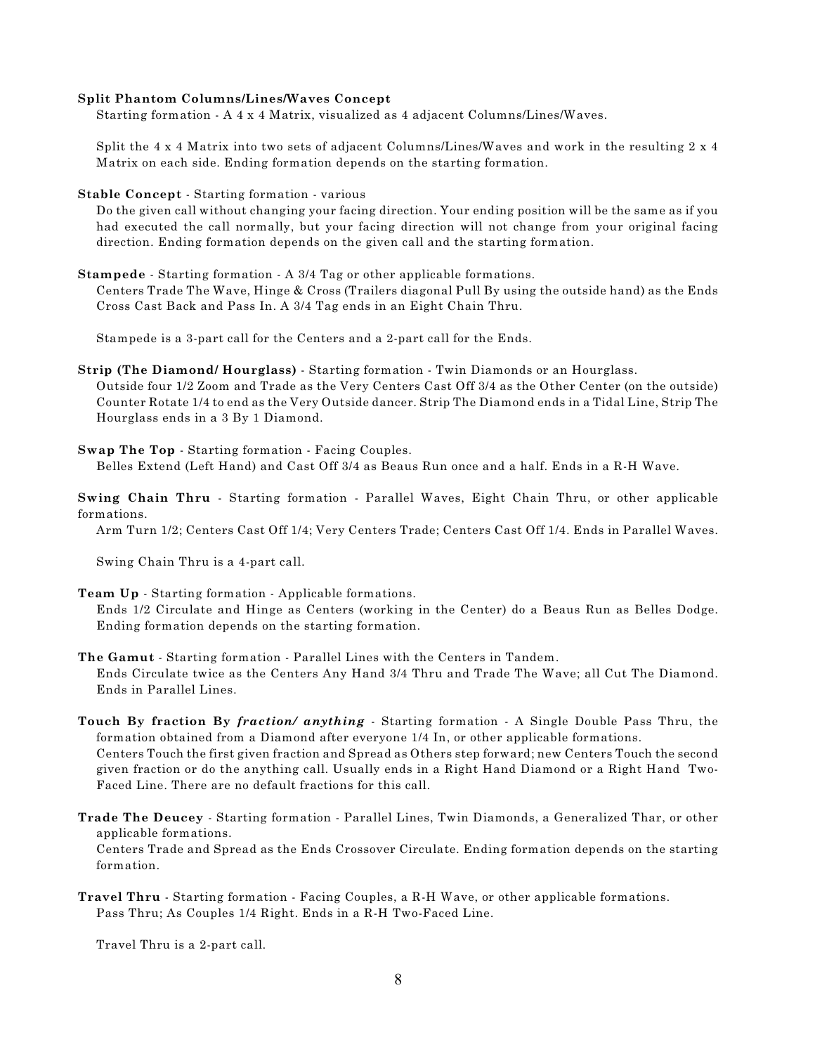**Split Phantom Columns/Lines/Waves Concept**
Starting formation - A 4 x 4 Matrix, visualized as 4 adjacent Columns/Lines/Waves.

Split the 4 x 4 Matrix into two sets of adjacent Columns/Lines/Waves and work in the resulting 2 x 4 Matrix on each side. Ending formation depends on the starting formation.

**Stable Concept** - Starting formation - various
Do the given call without changing your facing direction. Your ending position will be the same as if you had executed the call normally, but your facing direction will not change from your original facing direction. Ending formation depends on the given call and the starting formation.

**Stampede** - Starting formation - A 3/4 Tag or other applicable formations.
Centers Trade The Wave, Hinge & Cross (Trailers diagonal Pull By using the outside hand) as the Ends Cross Cast Back and Pass In. A 3/4 Tag ends in an Eight Chain Thru.

Stampede is a 3-part call for the Centers and a 2-part call for the Ends.

**Strip (The Diamond/ Hourglass)** - Starting formation - Twin Diamonds or an Hourglass.
Outside four 1/2 Zoom and Trade as the Very Centers Cast Off 3/4 as the Other Center (on the outside) Counter Rotate 1/4 to end as the Very Outside dancer. Strip The Diamond ends in a Tidal Line, Strip The Hourglass ends in a 3 By 1 Diamond.

**Swap The Top** - Starting formation - Facing Couples.
Belles Extend (Left Hand) and Cast Off 3/4 as Beaus Run once and a half. Ends in a R-H Wave.

**Swing Chain Thru** - Starting formation - Parallel Waves, Eight Chain Thru, or other applicable formations.
Arm Turn 1/2; Centers Cast Off 1/4; Very Centers Trade; Centers Cast Off 1/4. Ends in Parallel Waves.

Swing Chain Thru is a 4-part call.

**Team Up** - Starting formation - Applicable formations.
Ends 1/2 Circulate and Hinge as Centers (working in the Center) do a Beaus Run as Belles Dodge. Ending formation depends on the starting formation.

**The Gamut** - Starting formation - Parallel Lines with the Centers in Tandem.
Ends Circulate twice as the Centers Any Hand 3/4 Thru and Trade The Wave; all Cut The Diamond. Ends in Parallel Lines.

**Touch By fraction By *fraction/ anything*** - Starting formation - A Single Double Pass Thru, the formation obtained from a Diamond after everyone 1/4 In, or other applicable formations.
Centers Touch the first given fraction and Spread as Others step forward; new Centers Touch the second given fraction or do the anything call. Usually ends in a Right Hand Diamond or a Right Hand Two-Faced Line. There are no default fractions for this call.

**Trade The Deucey** - Starting formation - Parallel Lines, Twin Diamonds, a Generalized Thar, or other applicable formations.
Centers Trade and Spread as the Ends Crossover Circulate. Ending formation depends on the starting formation.

**Travel Thru** - Starting formation - Facing Couples, a R-H Wave, or other applicable formations.
Pass Thru; As Couples 1/4 Right. Ends in a R-H Two-Faced Line.

Travel Thru is a 2-part call.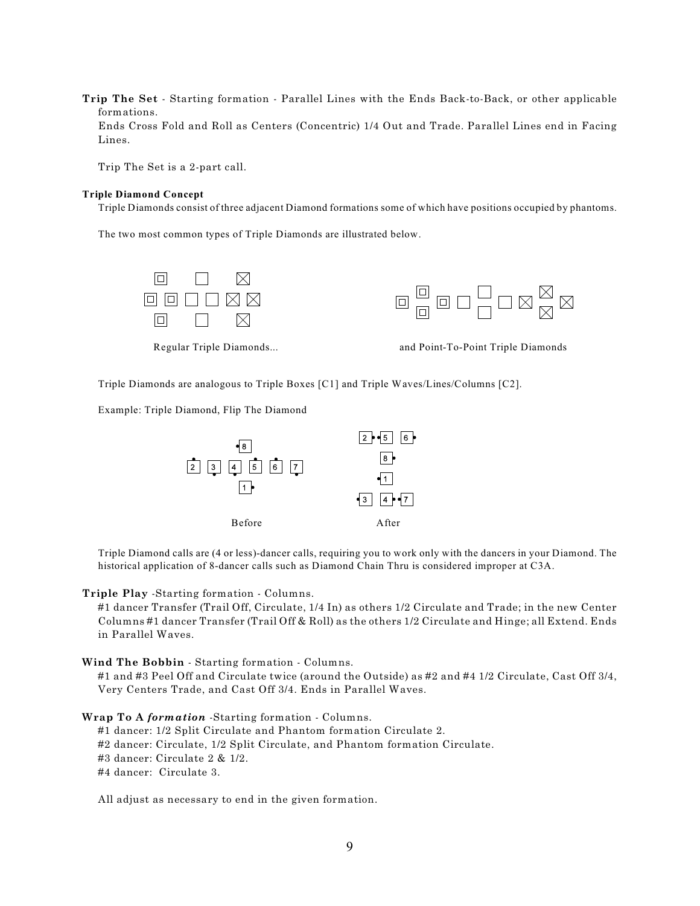**Trip The Set** - Starting formation - Parallel Lines with the Ends Back-to-Back, or other applicable formations.

Ends Cross Fold and Roll as Centers (Concentric) 1/4 Out and Trade. Parallel Lines end in Facing Lines.

Trip The Set is a 2-part call.

**Triple Diamond Concept**

Triple Diamonds consist of three adjacent Diamond formations some of which have positions occupied by phantoms.

The two most common types of Triple Diamonds are illustrated below.

Regular Triple Diamonds...

and Point-To-Point Triple Diamonds

Triple Diamonds are analogous to Triple Boxes [C1] and Triple Waves/Lines/Columns [C2].

Example: Triple Diamond, Flip The Diamond

Before

After

Triple Diamond calls are (4 or less)-dancer calls, requiring you to work only with the dancers in your Diamond. The historical application of 8-dancer calls such as Diamond Chain Thru is considered improper at C3A.

**Triple Play** -Starting formation - Columns.

#1 dancer Transfer (Trail Off, Circulate, 1/4 In) as others 1/2 Circulate and Trade; in the new Center Columns #1 dancer Transfer (Trail Off & Roll) as the others 1/2 Circulate and Hinge; all Extend. Ends in Parallel Waves.

**Wind The Bobbin** - Starting formation - Columns.

#1 and #3 Peel Off and Circulate twice (around the Outside) as #2 and #4 1/2 Circulate, Cast Off 3/4, Very Centers Trade, and Cast Off 3/4. Ends in Parallel Waves.

**Wrap To A *formation*** -Starting formation - Columns.

#1 dancer: 1/2 Split Circulate and Phantom formation Circulate 2.
#2 dancer: Circulate, 1/2 Split Circulate, and Phantom formation Circulate.
#3 dancer: Circulate 2 & 1/2.
#4 dancer: Circulate 3.

All adjust as necessary to end in the given formation.